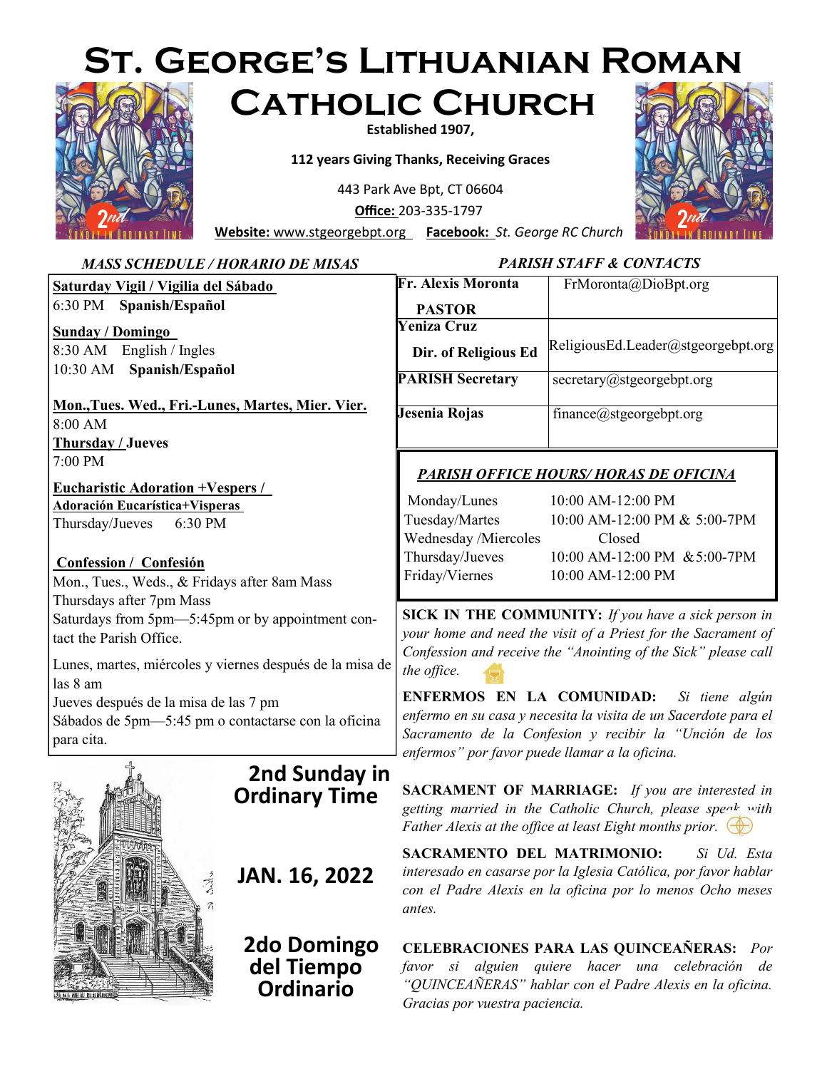# St. George's Lithuanian Roman Catholic Church

**Established 1907,**

**112 years Giving Thanks, Receiving Graces**

443 Park Ave Bpt, CT 06604

**Office:** 203-335-1797

**Website:** www.stgeorgebpt.org **Facebook:** *St. George RC Church*

## *MASS SCHEDULE / HORARIO DE MISAS*

**Saturday Vigil / Vigilia del Sábado**
6:30 PM **Spanish/Español**

**Sunday / Domingo**
8:30 AM English / Ingles
10:30 AM **Spanish/Español**

**Mon.,Tues. Wed., Fri.-Lunes, Martes, Mier. Vier.**
8:00 AM

**Thursday / Jueves**
7:00 PM

**Eucharistic Adoration +Vespers / Adoración Eucarística+Visperas**
Thursday/Jueves 6:30 PM

**Confession / Confesión**
Mon., Tues., Weds., & Fridays after 8am Mass
Thursdays after 7pm Mass
Saturdays from 5pm—5:45pm or by appointment contact the Parish Office.

Lunes, martes, miércoles y viernes después de la misa de las 8 am
Jueves después de la misa de las 7 pm
Sábados de 5pm—5:45 pm o contactarse con la oficina para cita.

## *PARISH STAFF & CONTACTS*

| | |
|---|---|
| **Fr. Alexis Moronta** **PASTOR** | FrMoronta@DioBpt.org |
| **Yeniza Cruz** **Dir. of Religious Ed** | ReligiousEd.Leader@stgeorgebpt.org |
| **PARISH Secretary** | secretary@stgeorgebpt.org |
| **Jesenia Rojas** | finance@stgeorgebpt.org |

## *PARISH OFFICE HOURS/ HORAS DE OFICINA*

| | |
|---|---|
| Monday/Lunes | 10:00 AM-12:00 PM |
| Tuesday/Martes | 10:00 AM-12:00 PM & 5:00-7PM |
| Wednesday /Miercoles | Closed |
| Thursday/Jueves | 10:00 AM-12:00 PM & 5:00-7PM |
| Friday/Viernes | 10:00 AM-12:00 PM |

**SICK IN THE COMMUNITY:** *If you have a sick person in your home and need the visit of a Priest for the Sacrament of Confession and receive the "Anointing of the Sick" please call the office.*

**ENFERMOS EN LA COMUNIDAD:** *Si tiene algún enfermo en su casa y necesita la visita de un Sacerdote para el Sacramento de la Confesion y recibir la "Unción de los enfermos" por favor puede llamar a la oficina.*

## 2nd Sunday in Ordinary Time

## JAN. 16, 2022

## 2do Domingo del Tiempo Ordinario

**SACRAMENT OF MARRIAGE:** *If you are interested in getting married in the Catholic Church, please speak with Father Alexis at the office at least Eight months prior.*

**SACRAMENTO DEL MATRIMONIO:** *Si Ud. Esta interesado en casarse por la Iglesia Católica, por favor hablar con el Padre Alexis en la oficina por lo menos Ocho meses antes.*

**CELEBRACIONES PARA LAS QUINCEAÑERAS:** *Por favor si alguien quiere hacer una celebración de "QUINCEAÑERAS" hablar con el Padre Alexis en la oficina. Gracias por vuestra paciencia.*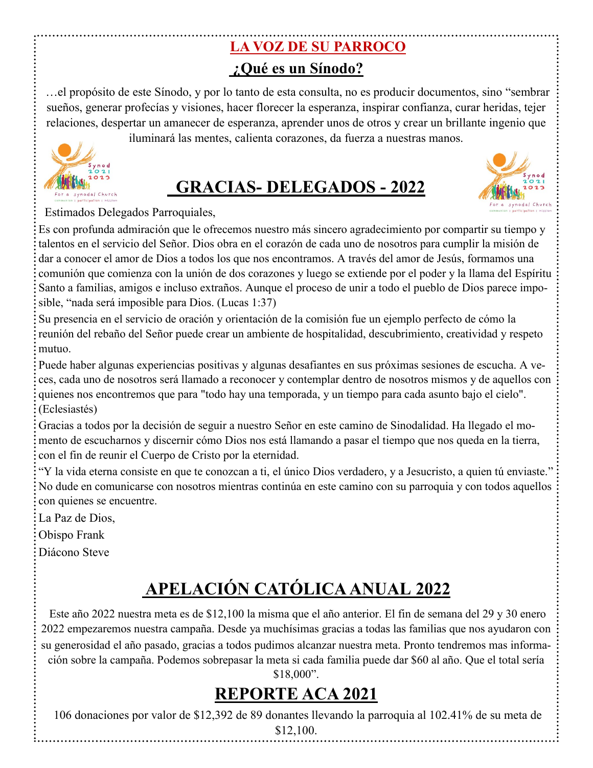# LA VOZ DE SU PARROCO

## ¿Qué es un Sínodo?

…el propósito de este Sínodo, y por lo tanto de esta consulta, no es producir documentos, sino "sembrar sueños, generar profecías y visiones, hacer florecer la esperanza, inspirar confianza, curar heridas, tejer relaciones, despertar un amanecer de esperanza, aprender unos de otros y crear un brillante ingenio que iluminará las mentes, calienta corazones, da fuerza a nuestras manos.

## GRACIAS- DELEGADOS - 2022

Estimados Delegados Parroquiales,

Es con profunda admiración que le ofrecemos nuestro más sincero agradecimiento por compartir su tiempo y talentos en el servicio del Señor. Dios obra en el corazón de cada uno de nosotros para cumplir la misión de dar a conocer el amor de Dios a todos los que nos encontramos. A través del amor de Jesús, formamos una comunión que comienza con la unión de dos corazones y luego se extiende por el poder y la llama del Espíritu Santo a familias, amigos e incluso extraños. Aunque el proceso de unir a todo el pueblo de Dios parece imposible, "nada será imposible para Dios. (Lucas 1:37)

Su presencia en el servicio de oración y orientación de la comisión fue un ejemplo perfecto de cómo la reunión del rebaño del Señor puede crear un ambiente de hospitalidad, descubrimiento, creatividad y respeto mutuo.

Puede haber algunas experiencias positivas y algunas desafiantes en sus próximas sesiones de escucha. A veces, cada uno de nosotros será llamado a reconocer y contemplar dentro de nosotros mismos y de aquellos con quienes nos encontremos que para "todo hay una temporada, y un tiempo para cada asunto bajo el cielo". (Eclesiastés)

Gracias a todos por la decisión de seguir a nuestro Señor en este camino de Sinodalidad. Ha llegado el momento de escucharnos y discernir cómo Dios nos está llamando a pasar el tiempo que nos queda en la tierra, con el fin de reunir el Cuerpo de Cristo por la eternidad.

"Y la vida eterna consiste en que te conozcan a ti, el único Dios verdadero, y a Jesucristo, a quien tú enviaste." No dude en comunicarse con nosotros mientras continúa en este camino con su parroquia y con todos aquellos con quienes se encuentre.

La Paz de Dios,

Obispo Frank

Diácono Steve

## APELACIÓN CATÓLICA ANUAL 2022

Este año 2022 nuestra meta es de $12,100 la misma que el año anterior. El fin de semana del 29 y 30 enero 2022 empezaremos nuestra campaña. Desde ya muchísimas gracias a todas las familias que nos ayudaron con su generosidad el año pasado, gracias a todos pudimos alcanzar nuestra meta. Pronto tendremos mas información sobre la campaña. Podemos sobrepasar la meta si cada familia puede dar $60 al año. Que el total sería $18,000".

## REPORTE ACA 2021

106 donaciones por valor de $12,392 de 89 donantes llevando la parroquia al 102.41% de su meta de $12,100.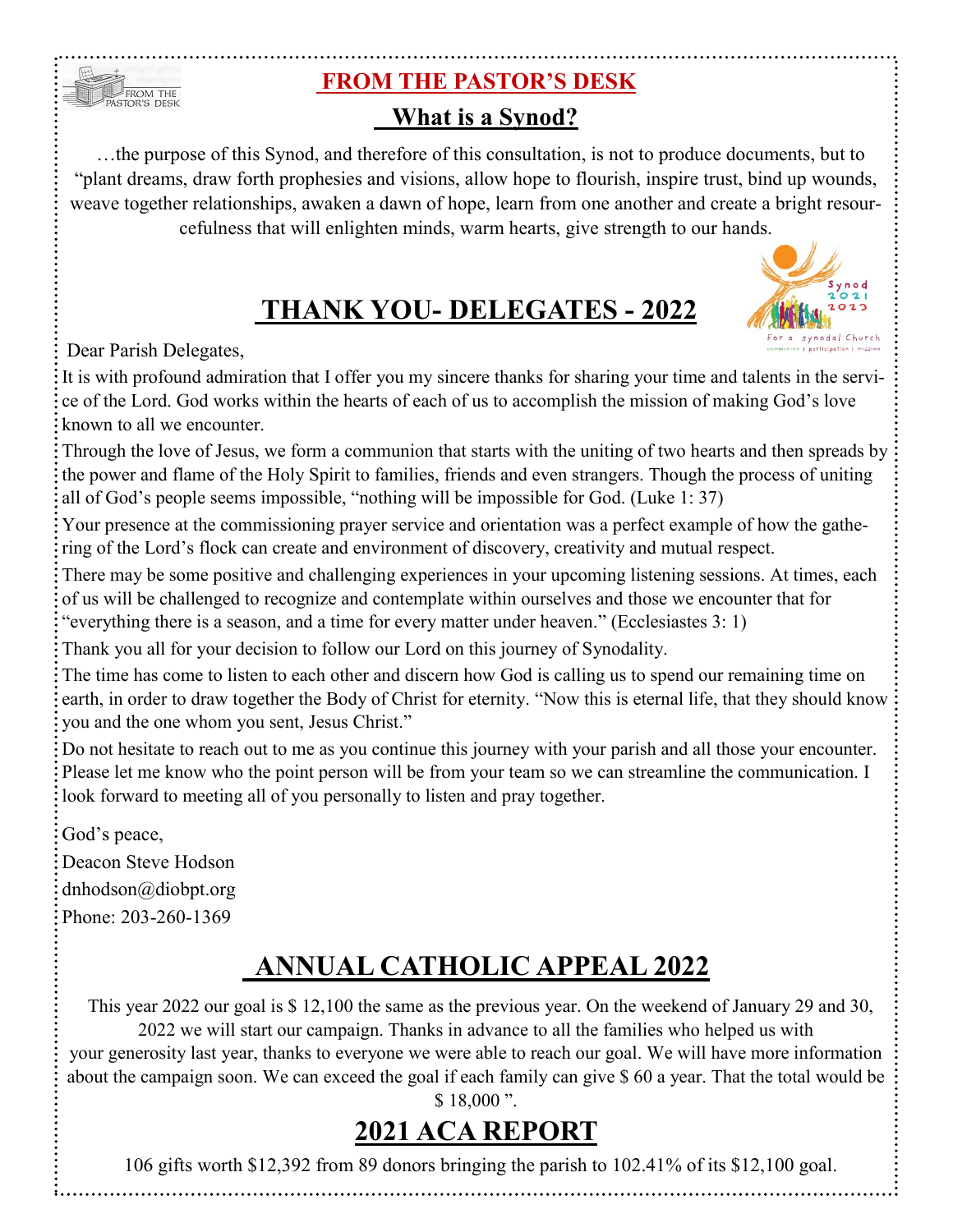## FROM THE PASTOR'S DESK

### What is a Synod?

…the purpose of this Synod, and therefore of this consultation, is not to produce documents, but to "plant dreams, draw forth prophesies and visions, allow hope to flourish, inspire trust, bind up wounds, weave together relationships, awaken a dawn of hope, learn from one another and create a bright resourcefulness that will enlighten minds, warm hearts, give strength to our hands.

## THANK YOU- DELEGATES - 2022

Dear Parish Delegates,

It is with profound admiration that I offer you my sincere thanks for sharing your time and talents in the service of the Lord. God works within the hearts of each of us to accomplish the mission of making God's love known to all we encounter.

Through the love of Jesus, we form a communion that starts with the uniting of two hearts and then spreads by the power and flame of the Holy Spirit to families, friends and even strangers. Though the process of uniting all of God's people seems impossible, "nothing will be impossible for God. (Luke 1: 37)

Your presence at the commissioning prayer service and orientation was a perfect example of how the gathering of the Lord's flock can create and environment of discovery, creativity and mutual respect.

There may be some positive and challenging experiences in your upcoming listening sessions. At times, each of us will be challenged to recognize and contemplate within ourselves and those we encounter that for "everything there is a season, and a time for every matter under heaven." (Ecclesiastes 3: 1)

Thank you all for your decision to follow our Lord on this journey of Synodality.

The time has come to listen to each other and discern how God is calling us to spend our remaining time on earth, in order to draw together the Body of Christ for eternity. "Now this is eternal life, that they should know you and the one whom you sent, Jesus Christ."

Do not hesitate to reach out to me as you continue this journey with your parish and all those your encounter. Please let me know who the point person will be from your team so we can streamline the communication. I look forward to meeting all of you personally to listen and pray together.

God's peace,

Deacon Steve Hodson

dnhodson@diobpt.org

Phone: 203-260-1369

## ANNUAL CATHOLIC APPEAL 2022

This year 2022 our goal is $ 12,100 the same as the previous year. On the weekend of January 29 and 30, 2022 we will start our campaign. Thanks in advance to all the families who helped us with your generosity last year, thanks to everyone we were able to reach our goal. We will have more information about the campaign soon. We can exceed the goal if each family can give $ 60 a year. That the total would be $ 18,000 ".

## 2021 ACA REPORT

106 gifts worth $12,392 from 89 donors bringing the parish to 102.41% of its $12,100 goal.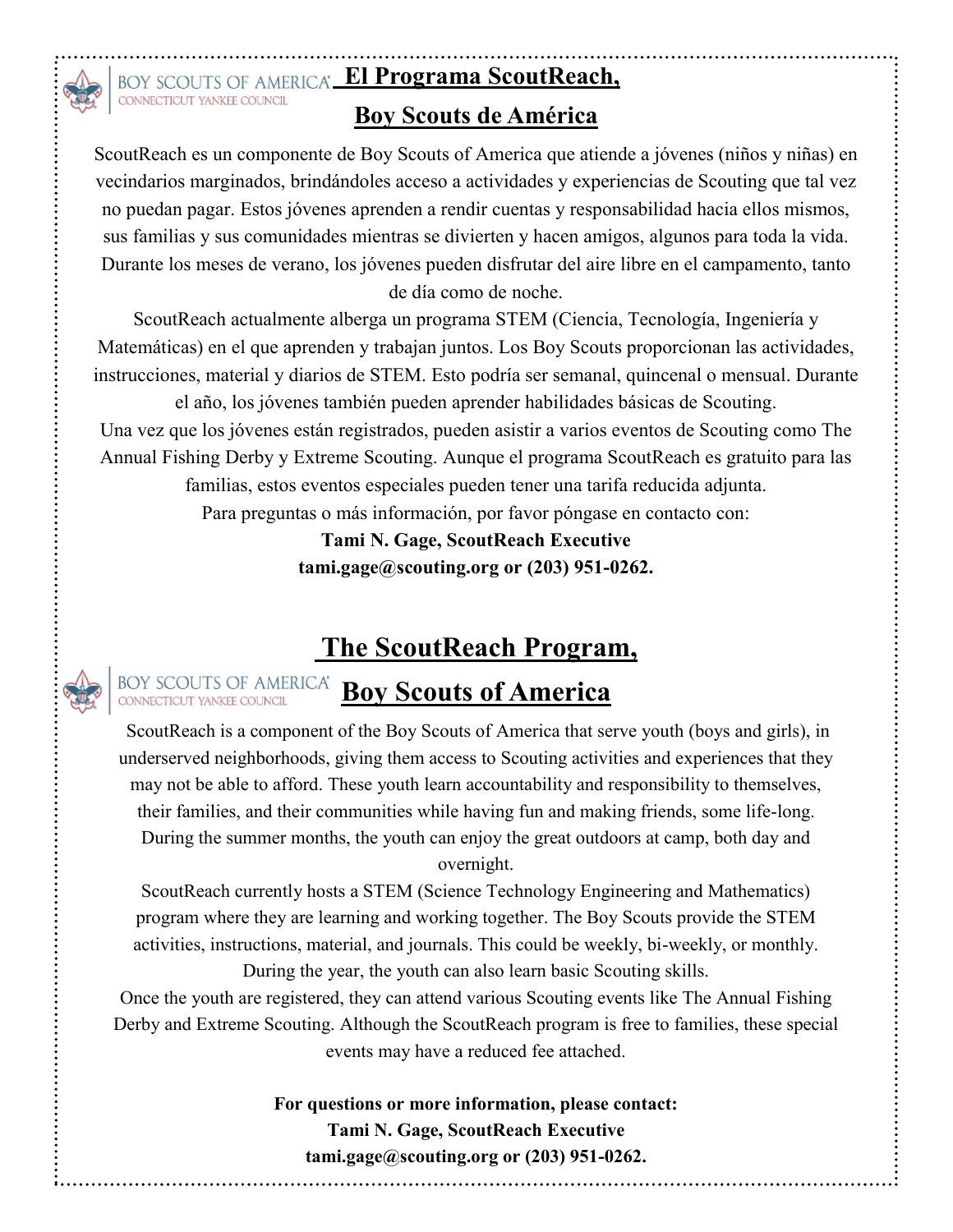BOY SCOUTS OF AMERICA
CONNECTICUT YANKEE COUNCIL

## El Programa ScoutReach, Boy Scouts de América

ScoutReach es un componente de Boy Scouts of America que atiende a jóvenes (niños y niñas) en vecindarios marginados, brindándoles acceso a actividades y experiencias de Scouting que tal vez no puedan pagar. Estos jóvenes aprenden a rendir cuentas y responsabilidad hacia ellos mismos, sus familias y sus comunidades mientras se divierten y hacen amigos, algunos para toda la vida. Durante los meses de verano, los jóvenes pueden disfrutar del aire libre en el campamento, tanto de día como de noche.

ScoutReach actualmente alberga un programa STEM (Ciencia, Tecnología, Ingeniería y Matemáticas) en el que aprenden y trabajan juntos. Los Boy Scouts proporcionan las actividades, instrucciones, material y diarios de STEM. Esto podría ser semanal, quincenal o mensual. Durante el año, los jóvenes también pueden aprender habilidades básicas de Scouting.

Una vez que los jóvenes están registrados, pueden asistir a varios eventos de Scouting como The Annual Fishing Derby y Extreme Scouting. Aunque el programa ScoutReach es gratuito para las familias, estos eventos especiales pueden tener una tarifa reducida adjunta.

Para preguntas o más información, por favor póngase en contacto con:

**Tami N. Gage, ScoutReach Executive**
**tami.gage@scouting.org or (203) 951-0262.**

BOY SCOUTS OF AMERICA
CONNECTICUT YANKEE COUNCIL

## The ScoutReach Program, Boy Scouts of America

ScoutReach is a component of the Boy Scouts of America that serve youth (boys and girls), in underserved neighborhoods, giving them access to Scouting activities and experiences that they may not be able to afford. These youth learn accountability and responsibility to themselves, their families, and their communities while having fun and making friends, some life-long. During the summer months, the youth can enjoy the great outdoors at camp, both day and overnight.

ScoutReach currently hosts a STEM (Science Technology Engineering and Mathematics) program where they are learning and working together. The Boy Scouts provide the STEM activities, instructions, material, and journals. This could be weekly, bi-weekly, or monthly. During the year, the youth can also learn basic Scouting skills.

Once the youth are registered, they can attend various Scouting events like The Annual Fishing Derby and Extreme Scouting. Although the ScoutReach program is free to families, these special events may have a reduced fee attached.

**For questions or more information, please contact:**
**Tami N. Gage, ScoutReach Executive**
**tami.gage@scouting.org or (203) 951-0262.**